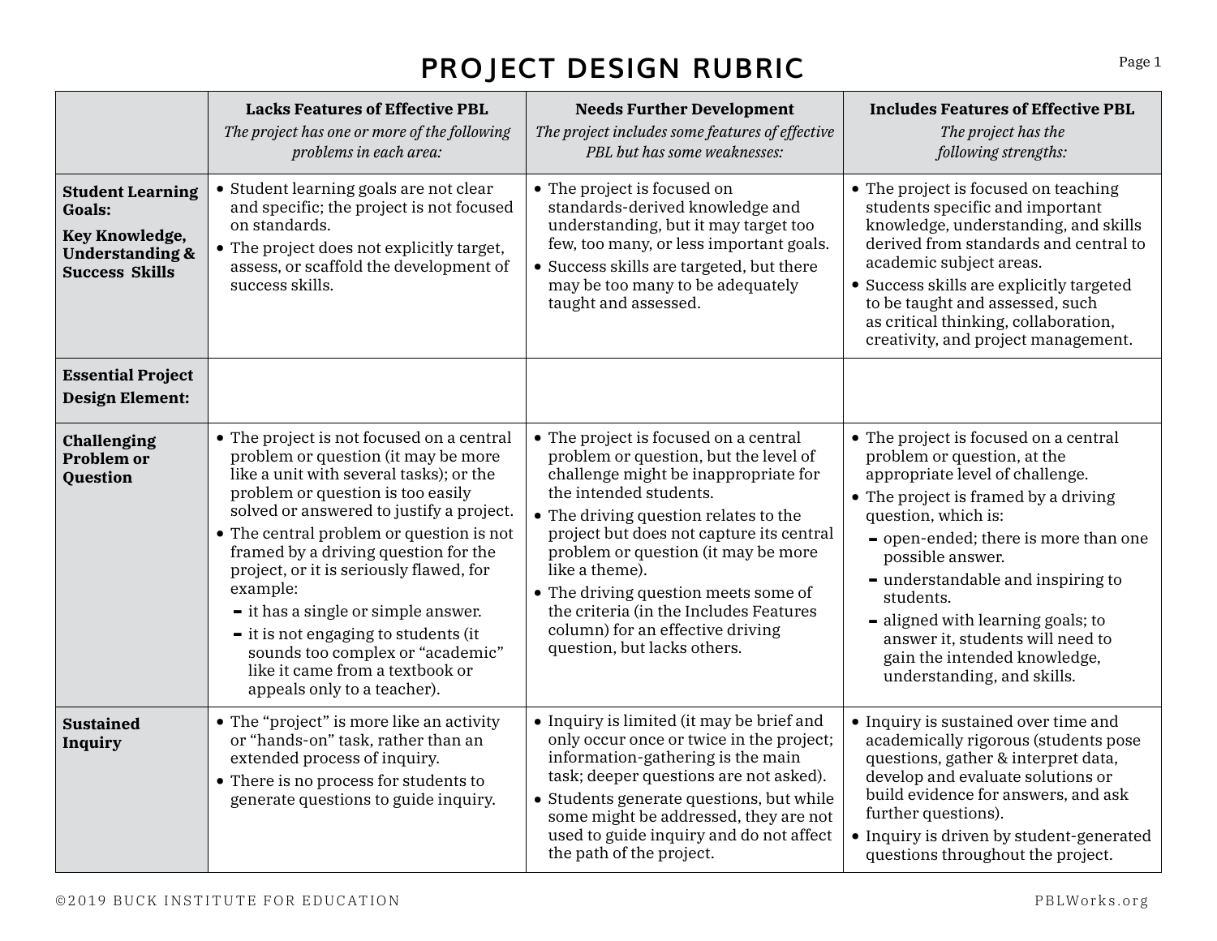# PROJECT DESIGN RUBRIC

| | **Lacks Features of Effective PBL**<br>*The project has one or more of the following problems in each area:* | **Needs Further Development**<br>*The project includes some features of effective PBL but has some weaknesses:* | **Includes Features of Effective PBL**<br>*The project has the following strengths:* |
|---|---|---|---|
| **Student Learning Goals:**<br>**Key Knowledge, Understanding & Success Skills** | • Student learning goals are not clear and specific; the project is not focused on standards.<br>• The project does not explicitly target, assess, or scaffold the development of success skills. | • The project is focused on standards-derived knowledge and understanding, but it may target too few, too many, or less important goals.<br>• Success skills are targeted, but there may be too many to be adequately taught and assessed. | • The project is focused on teaching students specific and important knowledge, understanding, and skills derived from standards and central to academic subject areas.<br>• Success skills are explicitly targeted to be taught and assessed, such as critical thinking, collaboration, creativity, and project management. |
| **Essential Project Design Element:** | | | |
| **Challenging Problem or Question** | • The project is not focused on a central problem or question (it may be more like a unit with several tasks); or the problem or question is too easily solved or answered to justify a project.<br>• The central problem or question is not framed by a driving question for the project, or it is seriously flawed, for example:<br>– it has a single or simple answer.<br>– it is not engaging to students (it sounds too complex or "academic" like it came from a textbook or appeals only to a teacher). | • The project is focused on a central problem or question, but the level of challenge might be inappropriate for the intended students.<br>• The driving question relates to the project but does not capture its central problem or question (it may be more like a theme).<br>• The driving question meets some of the criteria (in the Includes Features column) for an effective driving question, but lacks others. | • The project is focused on a central problem or question, at the appropriate level of challenge.<br>• The project is framed by a driving question, which is:<br>– open-ended; there is more than one possible answer.<br>– understandable and inspiring to students.<br>– aligned with learning goals; to answer it, students will need to gain the intended knowledge, understanding, and skills. |
| **Sustained Inquiry** | • The "project" is more like an activity or "hands-on" task, rather than an extended process of inquiry.<br>• There is no process for students to generate questions to guide inquiry. | • Inquiry is limited (it may be brief and only occur once or twice in the project; information-gathering is the main task; deeper questions are not asked).<br>• Students generate questions, but while some might be addressed, they are not used to guide inquiry and do not affect the path of the project. | • Inquiry is sustained over time and academically rigorous (students pose questions, gather & interpret data, develop and evaluate solutions or build evidence for answers, and ask further questions).<br>• Inquiry is driven by student-generated questions throughout the project. |

©2019 BUCK INSTITUTE FOR EDUCATION — PBLWorks.org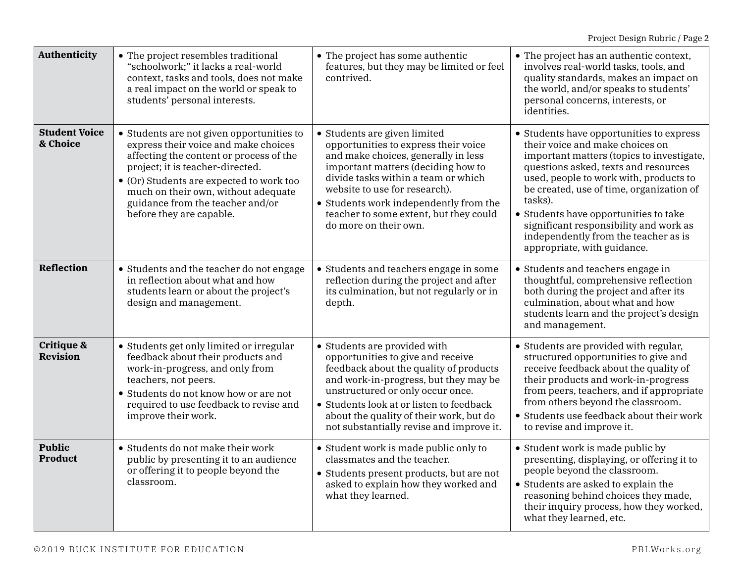| | | | |
|---|---|---|---|
| **Authenticity** | • The project resembles traditional "schoolwork;" it lacks a real-world context, tasks and tools, does not make a real impact on the world or speak to students' personal interests. | • The project has some authentic features, but they may be limited or feel contrived. | • The project has an authentic context, involves real-world tasks, tools, and quality standards, makes an impact on the world, and/or speaks to students' personal concerns, interests, or identities. |
| **Student Voice & Choice** | • Students are not given opportunities to express their voice and make choices affecting the content or process of the project; it is teacher-directed.<br>• (Or) Students are expected to work too much on their own, without adequate guidance from the teacher and/or before they are capable. | • Students are given limited opportunities to express their voice and make choices, generally in less important matters (deciding how to divide tasks within a team or which website to use for research).<br>• Students work independently from the teacher to some extent, but they could do more on their own. | • Students have opportunities to express their voice and make choices on important matters (topics to investigate, questions asked, texts and resources used, people to work with, products to be created, use of time, organization of tasks).<br>• Students have opportunities to take significant responsibility and work as independently from the teacher as is appropriate, with guidance. |
| **Reflection** | • Students and the teacher do not engage in reflection about what and how students learn or about the project's design and management. | • Students and teachers engage in some reflection during the project and after its culmination, but not regularly or in depth. | • Students and teachers engage in thoughtful, comprehensive reflection both during the project and after its culmination, about what and how students learn and the project's design and management. |
| **Critique & Revision** | • Students get only limited or irregular feedback about their products and work-in-progress, and only from teachers, not peers.<br>• Students do not know how or are not required to use feedback to revise and improve their work. | • Students are provided with opportunities to give and receive feedback about the quality of products and work-in-progress, but they may be unstructured or only occur once.<br>• Students look at or listen to feedback about the quality of their work, but do not substantially revise and improve it. | • Students are provided with regular, structured opportunities to give and receive feedback about the quality of their products and work-in-progress from peers, teachers, and if appropriate from others beyond the classroom.<br>• Students use feedback about their work to revise and improve it. |
| **Public Product** | • Students do not make their work public by presenting it to an audience or offering it to people beyond the classroom. | • Student work is made public only to classmates and the teacher.<br>• Students present products, but are not asked to explain how they worked and what they learned. | • Student work is made public by presenting, displaying, or offering it to people beyond the classroom.<br>• Students are asked to explain the reasoning behind choices they made, their inquiry process, how they worked, what they learned, etc. |